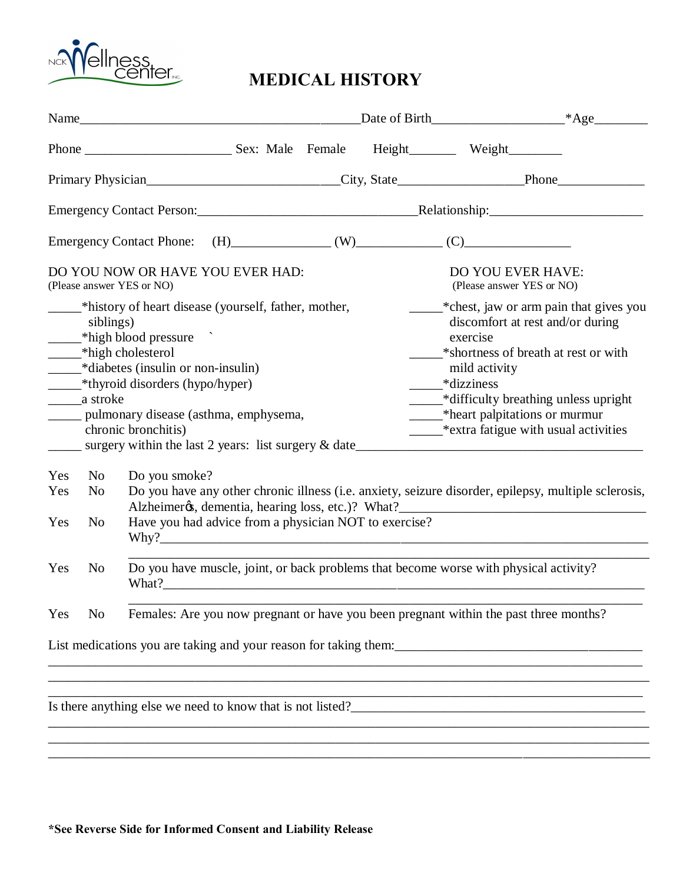NCK Wellness center INC.

# MEDICAL HISTORY

Name_______________________________________________Date of Birth____________________*Age________

Phone ______________________ Sex: Male Female Height_______ Weight________

Primary Physician_____________________________City, State___________________Phone_____________

Emergency Contact Person:_________________________________Relationship:_______________________

Emergency Contact Phone: (H)_______________ (W)_____________ (C)________________

**DO YOU NOW OR HAVE YOU EVER HAD:**
(Please answer YES or NO)

_____*history of heart disease (yourself, father, mother, siblings)
_____*high blood pressure `
_____*high cholesterol
_____*diabetes (insulin or non-insulin)
_____*thyroid disorders (hypo/hyper)
_____a stroke
_____ pulmonary disease (asthma, emphysema, chronic bronchitis)
_____ surgery within the last 2 years: list surgery & date___________________________________________

**DO YOU EVER HAVE:**
(Please answer YES or NO)

_____*chest, jaw or arm pain that gives you discomfort at rest and/or during exercise
_____*shortness of breath at rest or with mild activity
_____*dizziness
_____*difficulty breathing unless upright
_____*heart palpitations or murmur
_____*extra fatigue with usual activities

Yes No Do you smoke?

Yes No Do you have any other chronic illness (i.e. anxiety, seizure disorder, epilepsy, multiple sclerosis, Alzheimer's, dementia, hearing loss, etc.)? What?_____________________________________

Yes No Have you had advice from a physician NOT to exercise?
Why?______________________________________________________________________________
__________________________________________________________________________________

Yes No Do you have muscle, joint, or back problems that become worse with physical activity?
What?_____________________________________________________________________________
__________________________________________________________________________________

Yes No Females: Are you now pregnant or have you been pregnant within the past three months?

List medications you are taking and your reason for taking them:____________________________________
__________________________________________________________________________________________
__________________________________________________________________________________________
__________________________________________________________________________________________

Is there anything else we need to know that is not listed?____________________________________________
__________________________________________________________________________________________
__________________________________________________________________________________________
__________________________________________________________________________________________

**\*See Reverse Side for Informed Consent and Liability Release**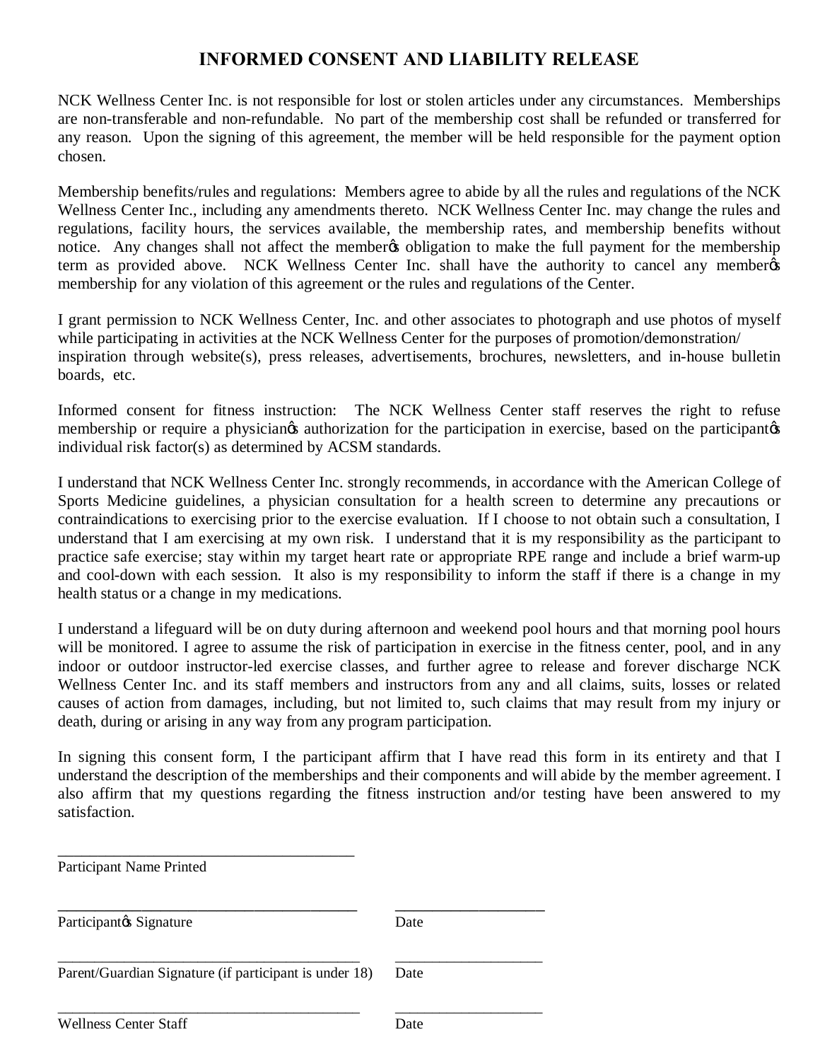# INFORMED CONSENT AND LIABILITY RELEASE

NCK Wellness Center Inc. is not responsible for lost or stolen articles under any circumstances. Memberships are non-transferable and non-refundable. No part of the membership cost shall be refunded or transferred for any reason. Upon the signing of this agreement, the member will be held responsible for the payment option chosen.

Membership benefits/rules and regulations: Members agree to abide by all the rules and regulations of the NCK Wellness Center Inc., including any amendments thereto. NCK Wellness Center Inc. may change the rules and regulations, facility hours, the services available, the membership rates, and membership benefits without notice. Any changes shall not affect the memberõs obligation to make the full payment for the membership term as provided above. NCK Wellness Center Inc. shall have the authority to cancel any memberõs membership for any violation of this agreement or the rules and regulations of the Center.

I grant permission to NCK Wellness Center, Inc. and other associates to photograph and use photos of myself while participating in activities at the NCK Wellness Center for the purposes of promotion/demonstration/ inspiration through website(s), press releases, advertisements, brochures, newsletters, and in-house bulletin boards, etc.

Informed consent for fitness instruction: The NCK Wellness Center staff reserves the right to refuse membership or require a physicianõs authorization for the participation in exercise, based on the participantõs individual risk factor(s) as determined by ACSM standards.

I understand that NCK Wellness Center Inc. strongly recommends, in accordance with the American College of Sports Medicine guidelines, a physician consultation for a health screen to determine any precautions or contraindications to exercising prior to the exercise evaluation. If I choose to not obtain such a consultation, I understand that I am exercising at my own risk. I understand that it is my responsibility as the participant to practice safe exercise; stay within my target heart rate or appropriate RPE range and include a brief warm-up and cool-down with each session. It also is my responsibility to inform the staff if there is a change in my health status or a change in my medications.

I understand a lifeguard will be on duty during afternoon and weekend pool hours and that morning pool hours will be monitored. I agree to assume the risk of participation in exercise in the fitness center, pool, and in any indoor or outdoor instructor-led exercise classes, and further agree to release and forever discharge NCK Wellness Center Inc. and its staff members and instructors from any and all claims, suits, losses or related causes of action from damages, including, but not limited to, such claims that may result from my injury or death, during or arising in any way from any program participation.

In signing this consent form, I the participant affirm that I have read this form in its entirety and that I understand the description of the memberships and their components and will abide by the member agreement. I also affirm that my questions regarding the fitness instruction and/or testing have been answered to my satisfaction.

______________________________________
Participant Name Printed

______________________________________ ____________________
Participantõs Signature Date

______________________________________ ____________________
Parent/Guardian Signature (if participant is under 18) Date

______________________________________ ____________________
Wellness Center Staff Date